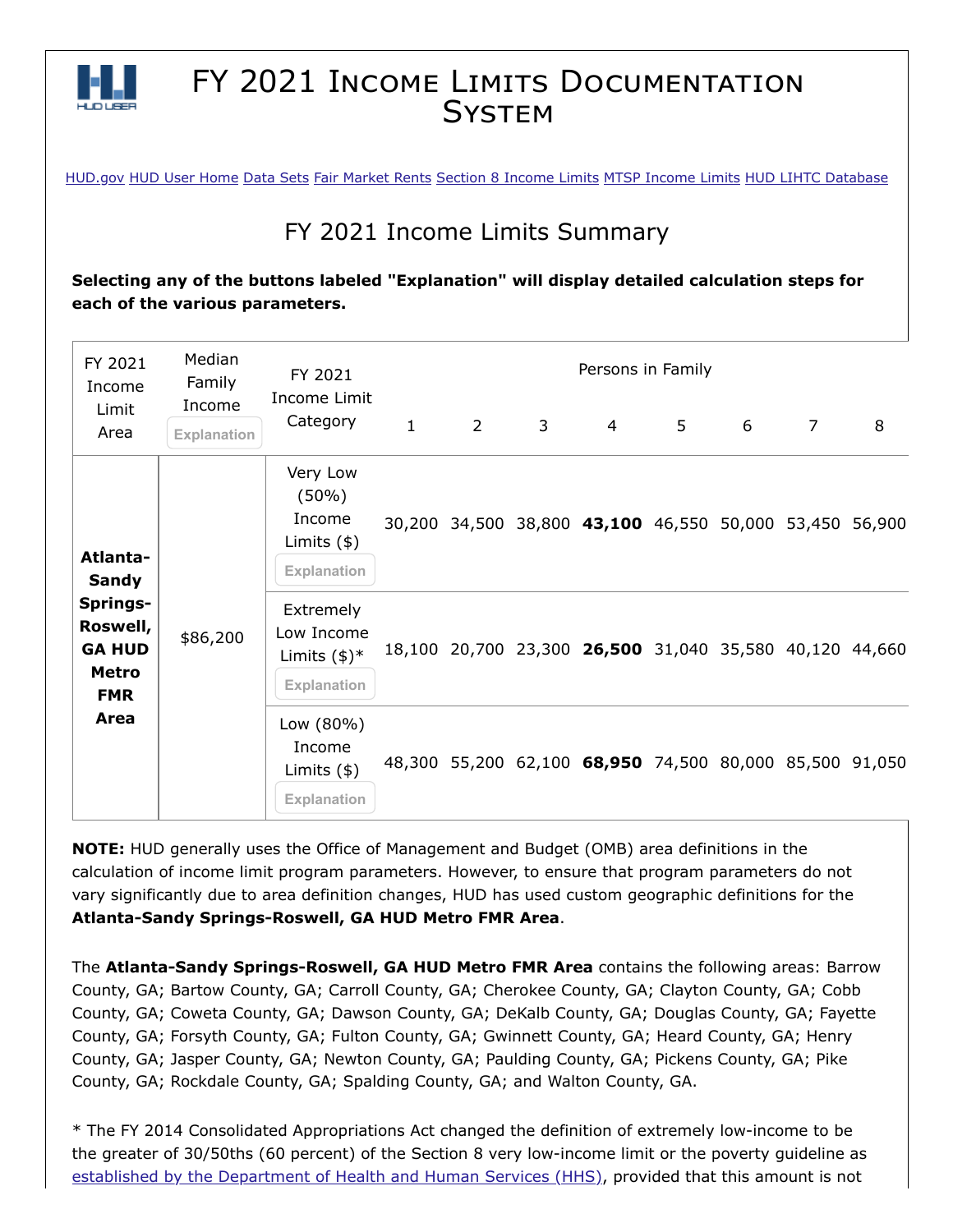# FY 2021 Income Limits Documentation System

HUD.gov HUD User Home Data Sets Fair Market Rents Section 8 Income Limits MTSP Income Limits HUD LIHTC Database

## FY 2021 Income Limits Summary

**Selecting any of the buttons labeled "Explanation" will display detailed calculation steps for each of the various parameters.**

| FY 2021 Income Limit Area | Median Family Income Explanation | FY 2021 Income Limit Category | Persons in Family | | | | | | | |
|---|---|---|---|---|---|---|---|---|---|---|
| | | | 1 | 2 | 3 | 4 | 5 | 6 | 7 | 8 |
| **Atlanta-Sandy Springs-Roswell, GA HUD Metro FMR Area** | $86,200 | Very Low (50%) Income Limits ($) Explanation | 30,200 | 34,500 | 38,800 | **43,100** | 46,550 | 50,000 | 53,450 | 56,900 |
| | | Extremely Low Income Limits ($)* Explanation | 18,100 | 20,700 | 23,300 | **26,500** | 31,040 | 35,580 | 40,120 | 44,660 |
| | | Low (80%) Income Limits ($) Explanation | 48,300 | 55,200 | 62,100 | **68,950** | 74,500 | 80,000 | 85,500 | 91,050 |

**NOTE:** HUD generally uses the Office of Management and Budget (OMB) area definitions in the calculation of income limit program parameters. However, to ensure that program parameters do not vary significantly due to area definition changes, HUD has used custom geographic definitions for the **Atlanta-Sandy Springs-Roswell, GA HUD Metro FMR Area**.

The **Atlanta-Sandy Springs-Roswell, GA HUD Metro FMR Area** contains the following areas: Barrow County, GA; Bartow County, GA; Carroll County, GA; Cherokee County, GA; Clayton County, GA; Cobb County, GA; Coweta County, GA; Dawson County, GA; DeKalb County, GA; Douglas County, GA; Fayette County, GA; Forsyth County, GA; Fulton County, GA; Gwinnett County, GA; Heard County, GA; Henry County, GA; Jasper County, GA; Newton County, GA; Paulding County, GA; Pickens County, GA; Pike County, GA; Rockdale County, GA; Spalding County, GA; and Walton County, GA.

* The FY 2014 Consolidated Appropriations Act changed the definition of extremely low-income to be the greater of 30/50ths (60 percent) of the Section 8 very low-income limit or the poverty guideline as established by the Department of Health and Human Services (HHS), provided that this amount is not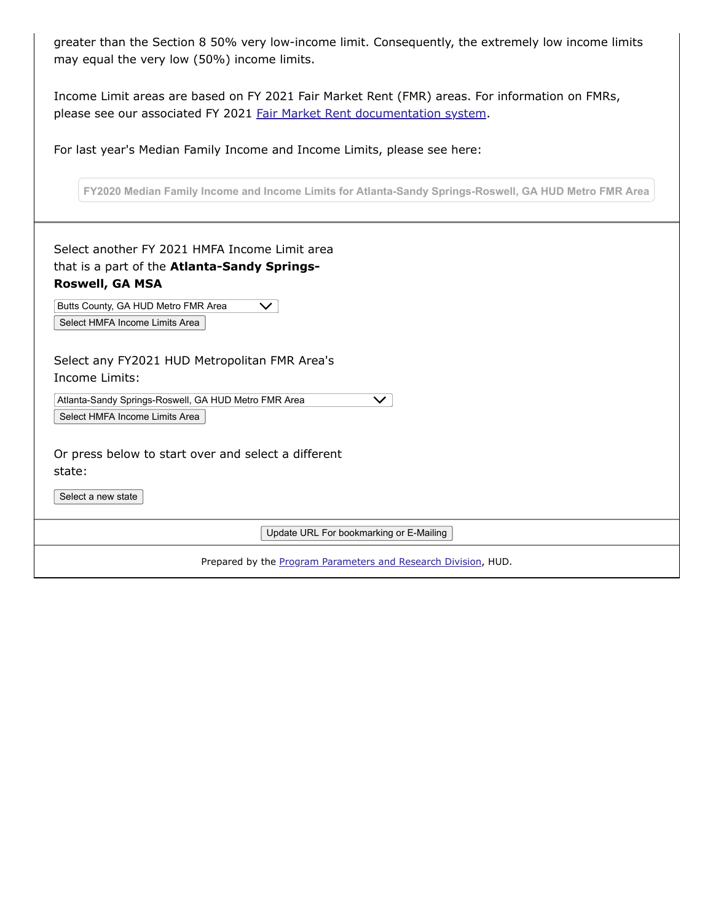greater than the Section 8 50% very low-income limit. Consequently, the extremely low income limits may equal the very low (50%) income limits.

Income Limit areas are based on FY 2021 Fair Market Rent (FMR) areas. For information on FMRs, please see our associated FY 2021 Fair Market Rent documentation system.

For last year's Median Family Income and Income Limits, please see here:

FY2020 Median Family Income and Income Limits for Atlanta-Sandy Springs-Roswell, GA HUD Metro FMR Area

Select another FY 2021 HMFA Income Limit area that is a part of the **Atlanta-Sandy Springs-Roswell, GA MSA**

Butts County, GA HUD Metro FMR Area

Select HMFA Income Limits Area

Select any FY2021 HUD Metropolitan FMR Area's Income Limits:

Atlanta-Sandy Springs-Roswell, GA HUD Metro FMR Area

Select HMFA Income Limits Area

Or press below to start over and select a different state:

Select a new state

Update URL For bookmarking or E-Mailing

Prepared by the Program Parameters and Research Division, HUD.